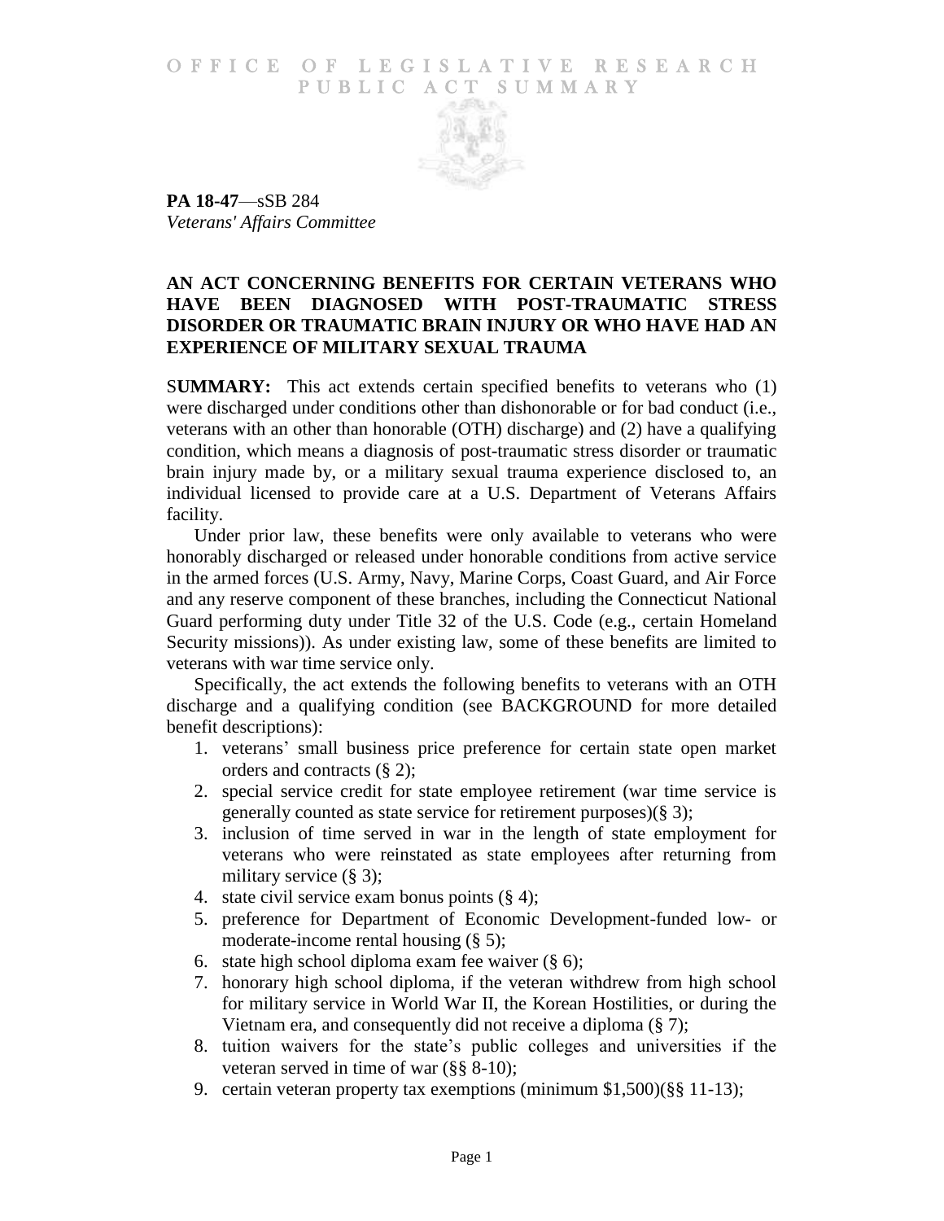# OFFICE OF LEGISLATIVE RESEARCH PUBLIC ACT SUMMARY

**PA 18-47**—sSB 284
*Veterans' Affairs Committee*

## AN ACT CONCERNING BENEFITS FOR CERTAIN VETERANS WHO HAVE BEEN DIAGNOSED WITH POST-TRAUMATIC STRESS DISORDER OR TRAUMATIC BRAIN INJURY OR WHO HAVE HAD AN EXPERIENCE OF MILITARY SEXUAL TRAUMA

**SUMMARY:** This act extends certain specified benefits to veterans who (1) were discharged under conditions other than dishonorable or for bad conduct (i.e., veterans with an other than honorable (OTH) discharge) and (2) have a qualifying condition, which means a diagnosis of post-traumatic stress disorder or traumatic brain injury made by, or a military sexual trauma experience disclosed to, an individual licensed to provide care at a U.S. Department of Veterans Affairs facility.

Under prior law, these benefits were only available to veterans who were honorably discharged or released under honorable conditions from active service in the armed forces (U.S. Army, Navy, Marine Corps, Coast Guard, and Air Force and any reserve component of these branches, including the Connecticut National Guard performing duty under Title 32 of the U.S. Code (e.g., certain Homeland Security missions)). As under existing law, some of these benefits are limited to veterans with war time service only.

Specifically, the act extends the following benefits to veterans with an OTH discharge and a qualifying condition (see BACKGROUND for more detailed benefit descriptions):

1. veterans' small business price preference for certain state open market orders and contracts (§ 2);
2. special service credit for state employee retirement (war time service is generally counted as state service for retirement purposes)(§ 3);
3. inclusion of time served in war in the length of state employment for veterans who were reinstated as state employees after returning from military service (§ 3);
4. state civil service exam bonus points (§ 4);
5. preference for Department of Economic Development-funded low- or moderate-income rental housing (§ 5);
6. state high school diploma exam fee waiver (§ 6);
7. honorary high school diploma, if the veteran withdrew from high school for military service in World War II, the Korean Hostilities, or during the Vietnam era, and consequently did not receive a diploma (§ 7);
8. tuition waivers for the state's public colleges and universities if the veteran served in time of war (§§ 8-10);
9. certain veteran property tax exemptions (minimum $1,500)(§§ 11-13);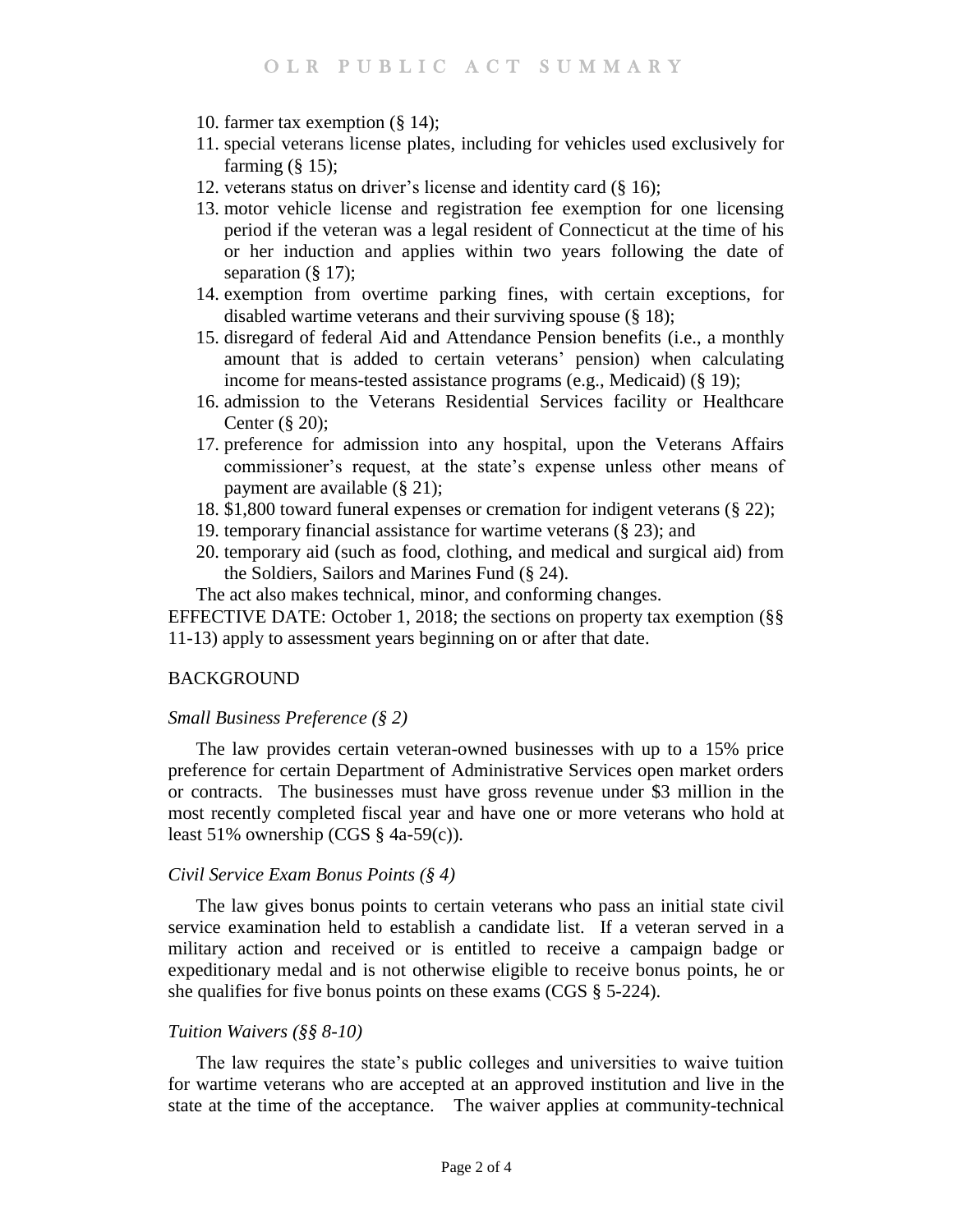10. farmer tax exemption (§ 14);
11. special veterans license plates, including for vehicles used exclusively for farming (§ 15);
12. veterans status on driver's license and identity card (§ 16);
13. motor vehicle license and registration fee exemption for one licensing period if the veteran was a legal resident of Connecticut at the time of his or her induction and applies within two years following the date of separation (§ 17);
14. exemption from overtime parking fines, with certain exceptions, for disabled wartime veterans and their surviving spouse (§ 18);
15. disregard of federal Aid and Attendance Pension benefits (i.e., a monthly amount that is added to certain veterans' pension) when calculating income for means-tested assistance programs (e.g., Medicaid) (§ 19);
16. admission to the Veterans Residential Services facility or Healthcare Center (§ 20);
17. preference for admission into any hospital, upon the Veterans Affairs commissioner's request, at the state's expense unless other means of payment are available (§ 21);
18. $1,800 toward funeral expenses or cremation for indigent veterans (§ 22);
19. temporary financial assistance for wartime veterans (§ 23); and
20. temporary aid (such as food, clothing, and medical and surgical aid) from the Soldiers, Sailors and Marines Fund (§ 24).

The act also makes technical, minor, and conforming changes.

EFFECTIVE DATE: October 1, 2018; the sections on property tax exemption (§§ 11-13) apply to assessment years beginning on or after that date.

## BACKGROUND

### *Small Business Preference (§ 2)*

The law provides certain veteran-owned businesses with up to a 15% price preference for certain Department of Administrative Services open market orders or contracts. The businesses must have gross revenue under $3 million in the most recently completed fiscal year and have one or more veterans who hold at least 51% ownership (CGS § 4a-59(c)).

### *Civil Service Exam Bonus Points (§ 4)*

The law gives bonus points to certain veterans who pass an initial state civil service examination held to establish a candidate list. If a veteran served in a military action and received or is entitled to receive a campaign badge or expeditionary medal and is not otherwise eligible to receive bonus points, he or she qualifies for five bonus points on these exams (CGS § 5-224).

### *Tuition Waivers (§§ 8-10)*

The law requires the state's public colleges and universities to waive tuition for wartime veterans who are accepted at an approved institution and live in the state at the time of the acceptance. The waiver applies at community-technical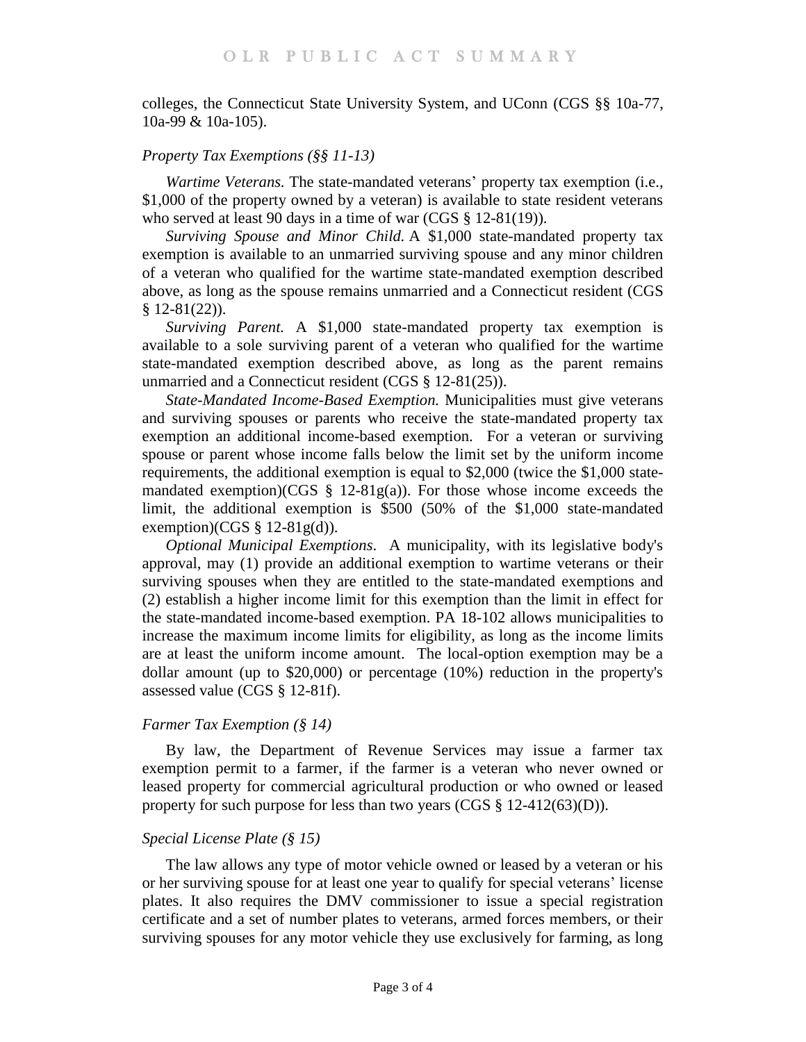colleges, the Connecticut State University System, and UConn (CGS §§ 10a-77, 10a-99 & 10a-105).

### *Property Tax Exemptions (§§ 11-13)*

*Wartime Veterans.* The state-mandated veterans' property tax exemption (i.e., $1,000 of the property owned by a veteran) is available to state resident veterans who served at least 90 days in a time of war (CGS § 12-81(19)).

*Surviving Spouse and Minor Child.* A $1,000 state-mandated property tax exemption is available to an unmarried surviving spouse and any minor children of a veteran who qualified for the wartime state-mandated exemption described above, as long as the spouse remains unmarried and a Connecticut resident (CGS § 12-81(22)).

*Surviving Parent.* A $1,000 state-mandated property tax exemption is available to a sole surviving parent of a veteran who qualified for the wartime state-mandated exemption described above, as long as the parent remains unmarried and a Connecticut resident (CGS § 12-81(25)).

*State-Mandated Income-Based Exemption.* Municipalities must give veterans and surviving spouses or parents who receive the state-mandated property tax exemption an additional income-based exemption. For a veteran or surviving spouse or parent whose income falls below the limit set by the uniform income requirements, the additional exemption is equal to $2,000 (twice the $1,000 state-mandated exemption)(CGS § 12-81g(a)). For those whose income exceeds the limit, the additional exemption is $500 (50% of the $1,000 state-mandated exemption)(CGS § 12-81g(d)).

*Optional Municipal Exemptions.* A municipality, with its legislative body's approval, may (1) provide an additional exemption to wartime veterans or their surviving spouses when they are entitled to the state-mandated exemptions and (2) establish a higher income limit for this exemption than the limit in effect for the state-mandated income-based exemption. PA 18-102 allows municipalities to increase the maximum income limits for eligibility, as long as the income limits are at least the uniform income amount. The local-option exemption may be a dollar amount (up to $20,000) or percentage (10%) reduction in the property's assessed value (CGS § 12-81f).

### *Farmer Tax Exemption (§ 14)*

By law, the Department of Revenue Services may issue a farmer tax exemption permit to a farmer, if the farmer is a veteran who never owned or leased property for commercial agricultural production or who owned or leased property for such purpose for less than two years (CGS § 12-412(63)(D)).

### *Special License Plate (§ 15)*

The law allows any type of motor vehicle owned or leased by a veteran or his or her surviving spouse for at least one year to qualify for special veterans' license plates. It also requires the DMV commissioner to issue a special registration certificate and a set of number plates to veterans, armed forces members, or their surviving spouses for any motor vehicle they use exclusively for farming, as long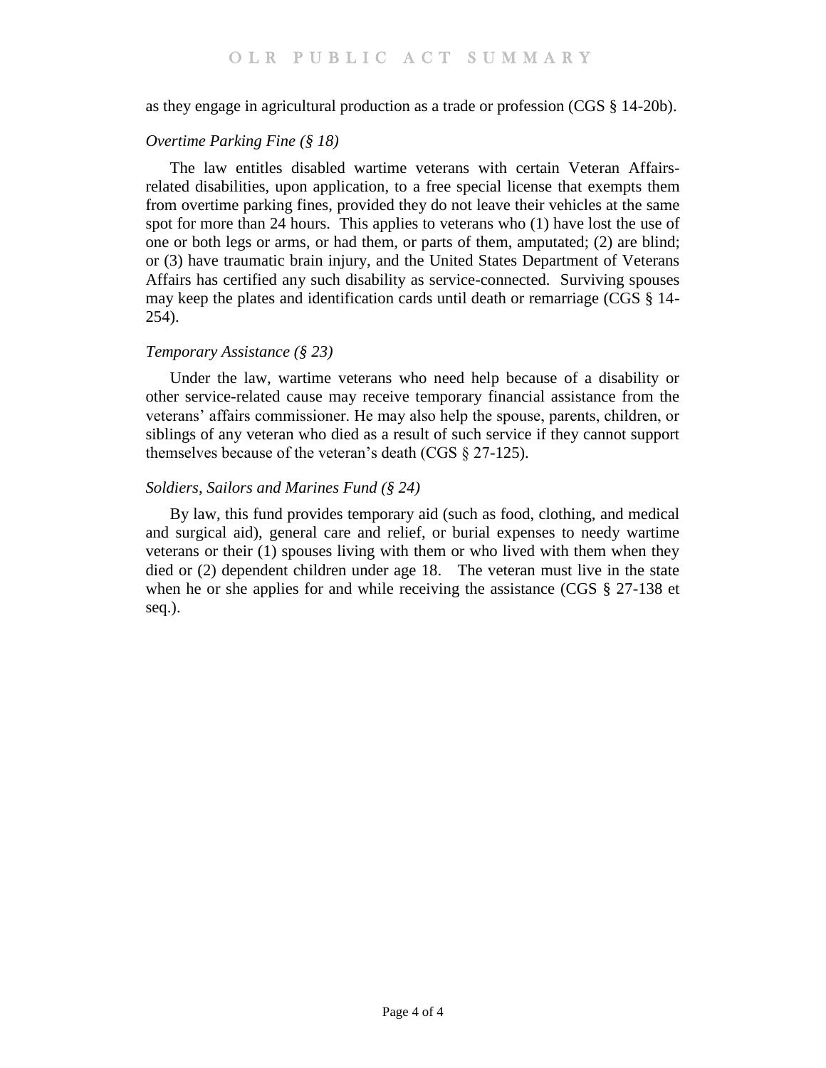as they engage in agricultural production as a trade or profession (CGS § 14-20b).

*Overtime Parking Fine (§ 18)*

The law entitles disabled wartime veterans with certain Veteran Affairs-related disabilities, upon application, to a free special license that exempts them from overtime parking fines, provided they do not leave their vehicles at the same spot for more than 24 hours. This applies to veterans who (1) have lost the use of one or both legs or arms, or had them, or parts of them, amputated; (2) are blind; or (3) have traumatic brain injury, and the United States Department of Veterans Affairs has certified any such disability as service-connected. Surviving spouses may keep the plates and identification cards until death or remarriage (CGS § 14-254).

*Temporary Assistance (§ 23)*

Under the law, wartime veterans who need help because of a disability or other service-related cause may receive temporary financial assistance from the veterans' affairs commissioner. He may also help the spouse, parents, children, or siblings of any veteran who died as a result of such service if they cannot support themselves because of the veteran's death (CGS § 27-125).

*Soldiers, Sailors and Marines Fund (§ 24)*

By law, this fund provides temporary aid (such as food, clothing, and medical and surgical aid), general care and relief, or burial expenses to needy wartime veterans or their (1) spouses living with them or who lived with them when they died or (2) dependent children under age 18. The veteran must live in the state when he or she applies for and while receiving the assistance (CGS § 27-138 et seq.).